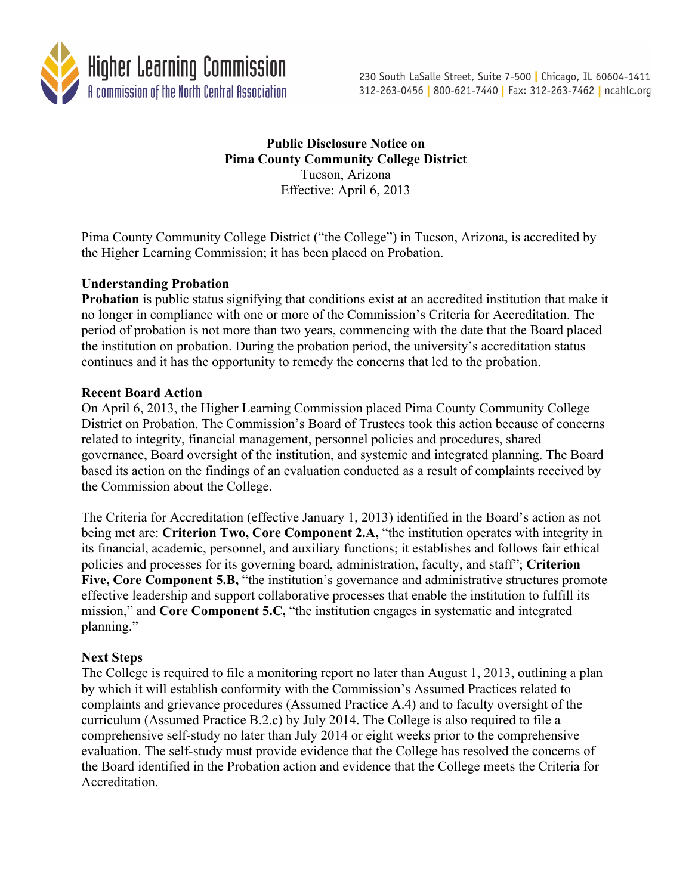Higher Learning Commission
A commission of the North Central Association

230 South LaSalle Street, Suite 7-500 | Chicago, IL 60604-1411
312-263-0456 | 800-621-7440 | Fax: 312-263-7462 | ncahlc.org

**Public Disclosure Notice on**
**Pima County Community College District**
Tucson, Arizona
Effective: April 6, 2013

Pima County Community College District ("the College") in Tucson, Arizona, is accredited by the Higher Learning Commission; it has been placed on Probation.

**Understanding Probation**

**Probation** is public status signifying that conditions exist at an accredited institution that make it no longer in compliance with one or more of the Commission's Criteria for Accreditation. The period of probation is not more than two years, commencing with the date that the Board placed the institution on probation. During the probation period, the university's accreditation status continues and it has the opportunity to remedy the concerns that led to the probation.

**Recent Board Action**

On April 6, 2013, the Higher Learning Commission placed Pima County Community College District on Probation. The Commission's Board of Trustees took this action because of concerns related to integrity, financial management, personnel policies and procedures, shared governance, Board oversight of the institution, and systemic and integrated planning. The Board based its action on the findings of an evaluation conducted as a result of complaints received by the Commission about the College.

The Criteria for Accreditation (effective January 1, 2013) identified in the Board's action as not being met are: **Criterion Two, Core Component 2.A,** "the institution operates with integrity in its financial, academic, personnel, and auxiliary functions; it establishes and follows fair ethical policies and processes for its governing board, administration, faculty, and staff"; **Criterion Five, Core Component 5.B,** "the institution's governance and administrative structures promote effective leadership and support collaborative processes that enable the institution to fulfill its mission," and **Core Component 5.C,** "the institution engages in systematic and integrated planning."

**Next Steps**

The College is required to file a monitoring report no later than August 1, 2013, outlining a plan by which it will establish conformity with the Commission's Assumed Practices related to complaints and grievance procedures (Assumed Practice A.4) and to faculty oversight of the curriculum (Assumed Practice B.2.c) by July 2014. The College is also required to file a comprehensive self-study no later than July 2014 or eight weeks prior to the comprehensive evaluation. The self-study must provide evidence that the College has resolved the concerns of the Board identified in the Probation action and evidence that the College meets the Criteria for Accreditation.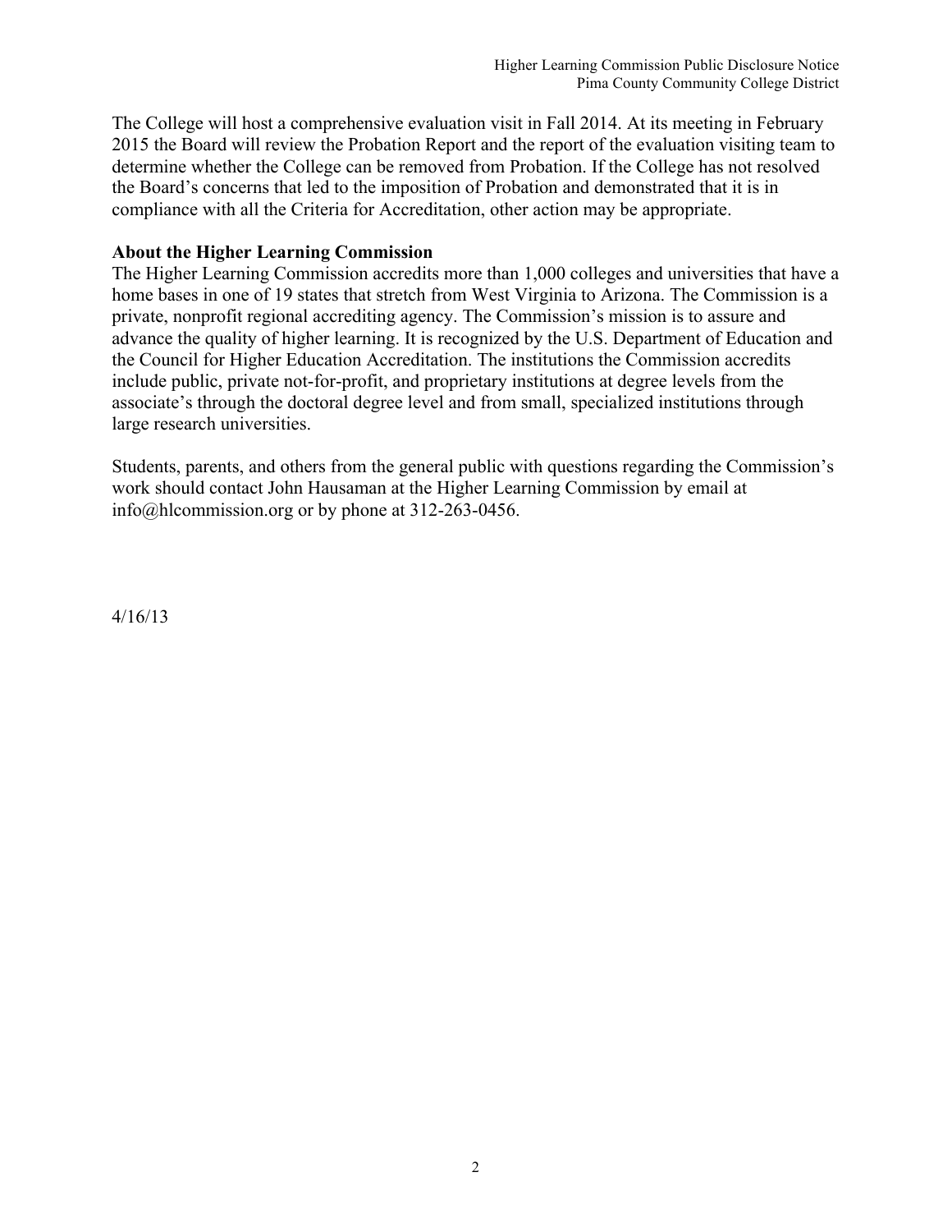The College will host a comprehensive evaluation visit in Fall 2014. At its meeting in February 2015 the Board will review the Probation Report and the report of the evaluation visiting team to determine whether the College can be removed from Probation. If the College has not resolved the Board's concerns that led to the imposition of Probation and demonstrated that it is in compliance with all the Criteria for Accreditation, other action may be appropriate.

**About the Higher Learning Commission**

The Higher Learning Commission accredits more than 1,000 colleges and universities that have a home bases in one of 19 states that stretch from West Virginia to Arizona. The Commission is a private, nonprofit regional accrediting agency. The Commission's mission is to assure and advance the quality of higher learning. It is recognized by the U.S. Department of Education and the Council for Higher Education Accreditation. The institutions the Commission accredits include public, private not-for-profit, and proprietary institutions at degree levels from the associate's through the doctoral degree level and from small, specialized institutions through large research universities.

Students, parents, and others from the general public with questions regarding the Commission's work should contact John Hausaman at the Higher Learning Commission by email at info@hlcommission.org or by phone at 312-263-0456.

4/16/13